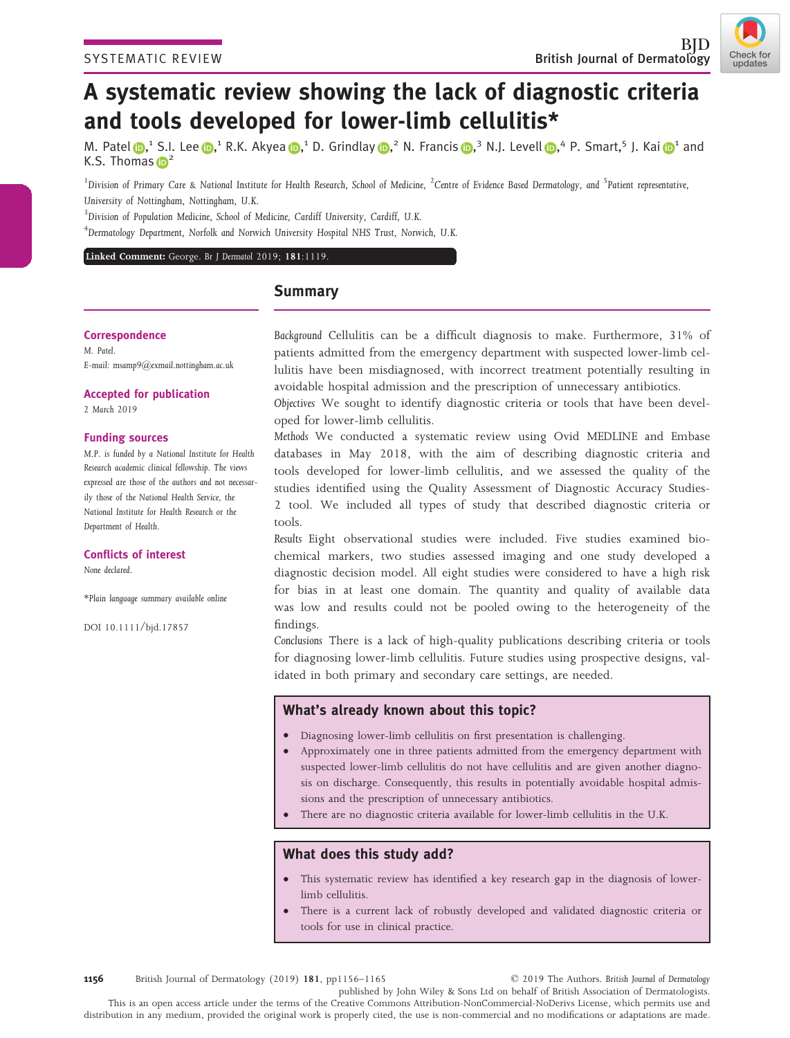SYSTEMATIC REVIEW

# A systematic review showing the lack of diagnostic criteria and tools developed for lower-limb cellulitis*

M. Patel,[1] S.I. Lee,[1] R.K. Akyea,[1] D. Grindlay,[2] N. Francis,[3] N.J. Levell,[4] P. Smart,[5] J. Kai[1] and K.S. Thomas[2]

[1]Division of Primary Care & National Institute for Health Research, School of Medicine, [2]Centre of Evidence Based Dermatology, and [5]Patient representative, University of Nottingham, Nottingham, U.K.

[3]Division of Population Medicine, School of Medicine, Cardiff University, Cardiff, U.K.

[4]Dermatology Department, Norfolk and Norwich University Hospital NHS Trust, Norwich, U.K.

**Linked Comment:** George. Br J Dermatol 2019; **181**:1119.

**Correspondence**

M. Patel.

E-mail: msamp9@exmail.nottingham.ac.uk

**Accepted for publication**

2 March 2019

**Funding sources**

M.P. is funded by a National Institute for Health Research academic clinical fellowship. The views expressed are those of the authors and not necessarily those of the National Health Service, the National Institute for Health Research or the Department of Health.

**Conflicts of interest**

None declared.

*Plain language summary available online

DOI 10.1111/bjd.17857

## Summary

*Background* Cellulitis can be a difficult diagnosis to make. Furthermore, 31% of patients admitted from the emergency department with suspected lower-limb cellulitis have been misdiagnosed, with incorrect treatment potentially resulting in avoidable hospital admission and the prescription of unnecessary antibiotics.

*Objectives* We sought to identify diagnostic criteria or tools that have been developed for lower-limb cellulitis.

*Methods* We conducted a systematic review using Ovid MEDLINE and Embase databases in May 2018, with the aim of describing diagnostic criteria and tools developed for lower-limb cellulitis, and we assessed the quality of the studies identified using the Quality Assessment of Diagnostic Accuracy Studies-2 tool. We included all types of study that described diagnostic criteria or tools.

*Results* Eight observational studies were included. Five studies examined biochemical markers, two studies assessed imaging and one study developed a diagnostic decision model. All eight studies were considered to have a high risk for bias in at least one domain. The quantity and quality of available data was low and results could not be pooled owing to the heterogeneity of the findings.

*Conclusions* There is a lack of high-quality publications describing criteria or tools for diagnosing lower-limb cellulitis. Future studies using prospective designs, validated in both primary and secondary care settings, are needed.

### What's already known about this topic?

- Diagnosing lower-limb cellulitis on first presentation is challenging.
- Approximately one in three patients admitted from the emergency department with suspected lower-limb cellulitis do not have cellulitis and are given another diagnosis on discharge. Consequently, this results in potentially avoidable hospital admissions and the prescription of unnecessary antibiotics.
- There are no diagnostic criteria available for lower-limb cellulitis in the U.K.

### What does this study add?

- This systematic review has identified a key research gap in the diagnosis of lower-limb cellulitis.
- There is a current lack of robustly developed and validated diagnostic criteria or tools for use in clinical practice.

© 2019 The Authors. British Journal of Dermatology published by John Wiley & Sons Ltd on behalf of British Association of Dermatologists.

This is an open access article under the terms of the Creative Commons Attribution-NonCommercial-NoDerivs License, which permits use and distribution in any medium, provided the original work is properly cited, the use is non-commercial and no modifications or adaptations are made.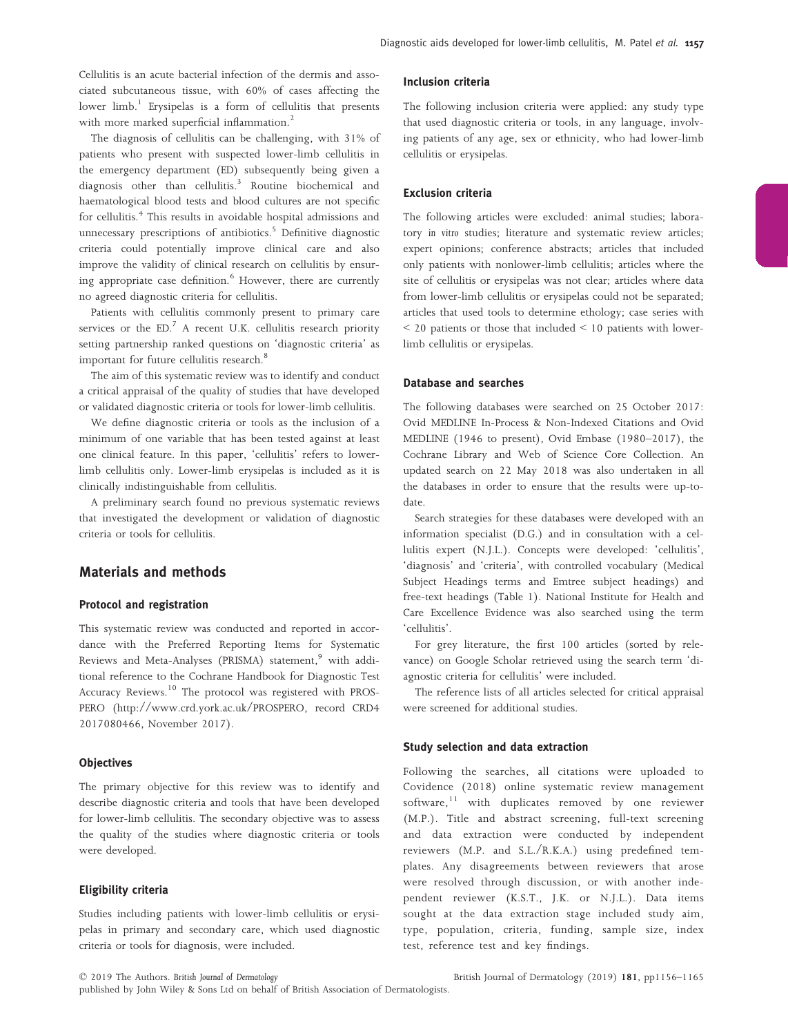Cellulitis is an acute bacterial infection of the dermis and associated subcutaneous tissue, with 60% of cases affecting the lower limb.[1] Erysipelas is a form of cellulitis that presents with more marked superficial inflammation.[2]

The diagnosis of cellulitis can be challenging, with 31% of patients who present with suspected lower-limb cellulitis in the emergency department (ED) subsequently being given a diagnosis other than cellulitis.[3] Routine biochemical and haematological blood tests and blood cultures are not specific for cellulitis.[4] This results in avoidable hospital admissions and unnecessary prescriptions of antibiotics.[5] Definitive diagnostic criteria could potentially improve clinical care and also improve the validity of clinical research on cellulitis by ensuring appropriate case definition.[6] However, there are currently no agreed diagnostic criteria for cellulitis.

Patients with cellulitis commonly present to primary care services or the ED.[7] A recent U.K. cellulitis research priority setting partnership ranked questions on 'diagnostic criteria' as important for future cellulitis research.[8]

The aim of this systematic review was to identify and conduct a critical appraisal of the quality of studies that have developed or validated diagnostic criteria or tools for lower-limb cellulitis.

We define diagnostic criteria or tools as the inclusion of a minimum of one variable that has been tested against at least one clinical feature. In this paper, 'cellulitis' refers to lower-limb cellulitis only. Lower-limb erysipelas is included as it is clinically indistinguishable from cellulitis.

A preliminary search found no previous systematic reviews that investigated the development or validation of diagnostic criteria or tools for cellulitis.

## Materials and methods

### Protocol and registration

This systematic review was conducted and reported in accordance with the Preferred Reporting Items for Systematic Reviews and Meta-Analyses (PRISMA) statement,[9] with additional reference to the Cochrane Handbook for Diagnostic Test Accuracy Reviews.[10] The protocol was registered with PROSPERO (http://www.crd.york.ac.uk/PROSPERO, record CRD42017080466, November 2017).

### Objectives

The primary objective for this review was to identify and describe diagnostic criteria and tools that have been developed for lower-limb cellulitis. The secondary objective was to assess the quality of the studies where diagnostic criteria or tools were developed.

### Eligibility criteria

Studies including patients with lower-limb cellulitis or erysipelas in primary and secondary care, which used diagnostic criteria or tools for diagnosis, were included.

### Inclusion criteria

The following inclusion criteria were applied: any study type that used diagnostic criteria or tools, in any language, involving patients of any age, sex or ethnicity, who had lower-limb cellulitis or erysipelas.

### Exclusion criteria

The following articles were excluded: animal studies; laboratory *in vitro* studies; literature and systematic review articles; expert opinions; conference abstracts; articles that included only patients with nonlower-limb cellulitis; articles where the site of cellulitis or erysipelas was not clear; articles where data from lower-limb cellulitis or erysipelas could not be separated; articles that used tools to determine ethology; case series with < 20 patients or those that included < 10 patients with lower-limb cellulitis or erysipelas.

### Database and searches

The following databases were searched on 25 October 2017: Ovid MEDLINE In-Process & Non-Indexed Citations and Ovid MEDLINE (1946 to present), Ovid Embase (1980–2017), the Cochrane Library and Web of Science Core Collection. An updated search on 22 May 2018 was also undertaken in all the databases in order to ensure that the results were up-to-date.

Search strategies for these databases were developed with an information specialist (D.G.) and in consultation with a cellulitis expert (N.J.L.). Concepts were developed: 'cellulitis', 'diagnosis' and 'criteria', with controlled vocabulary (Medical Subject Headings terms and Emtree subject headings) and free-text headings (Table 1). National Institute for Health and Care Excellence Evidence was also searched using the term 'cellulitis'.

For grey literature, the first 100 articles (sorted by relevance) on Google Scholar retrieved using the search term 'diagnostic criteria for cellulitis' were included.

The reference lists of all articles selected for critical appraisal were screened for additional studies.

### Study selection and data extraction

Following the searches, all citations were uploaded to Covidence (2018) online systematic review management software,[11] with duplicates removed by one reviewer (M.P.). Title and abstract screening, full-text screening and data extraction were conducted by independent reviewers (M.P. and S.L./R.K.A.) using predefined templates. Any disagreements between reviewers that arose were resolved through discussion, or with another independent reviewer (K.S.T., J.K. or N.J.L.). Data items sought at the data extraction stage included study aim, type, population, criteria, funding, sample size, index test, reference test and key findings.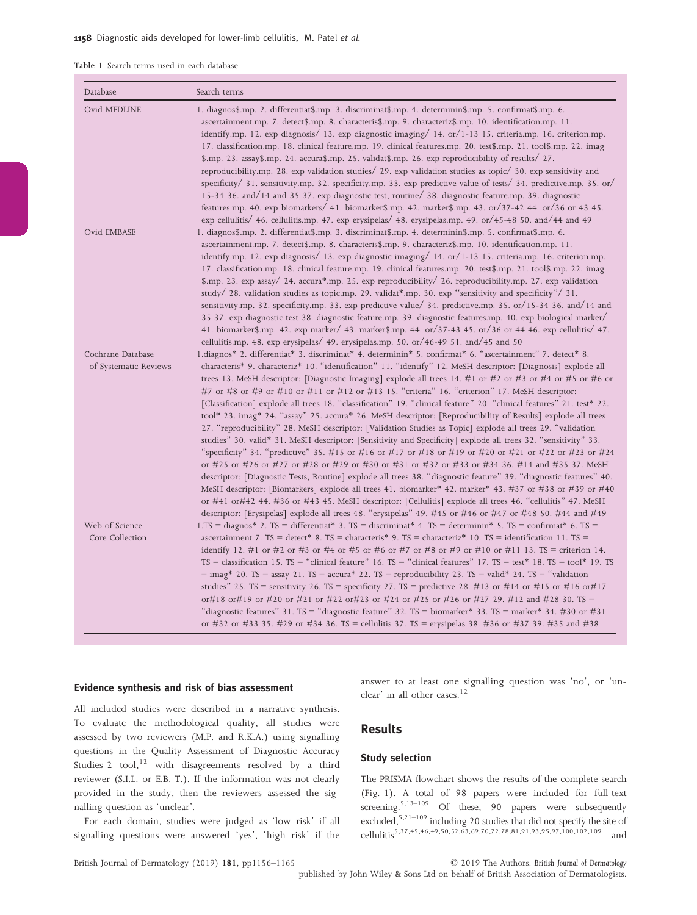Table 1 Search terms used in each database

| Database | Search terms |
| --- | --- |
| Ovid MEDLINE | 1. diagnos$.mp. 2. differentiat$.mp. 3. discriminat$.mp. 4. determinin$.mp. 5. confirmat$.mp. 6. ascertainment.mp. 7. detect$.mp. 8. characteris$.mp. 9. characteriz$.mp. 10. identification.mp. 11. identify.mp. 12. exp diagnosis/ 13. exp diagnostic imaging/ 14. or/1-13 15. criteria.mp. 16. criterion.mp. 17. classification.mp. 18. clinical feature.mp. 19. clinical features.mp. 20. test$.mp. 21. tool$.mp. 22. imag $.mp. 23. assay$.mp. 24. accura$.mp. 25. validat$.mp. 26. exp reproducibility of results/ 27. reproducibility.mp. 28. exp validation studies/ 29. exp validation studies as topic/ 30. exp sensitivity and specificity/ 31. sensitivity.mp. 32. specificity.mp. 33. exp predictive value of tests/ 34. predictive.mp. 35. or/ 15-34 36. and/14 and 35 37. exp diagnostic test, routine/ 38. diagnostic feature.mp. 39. diagnostic features.mp. 40. exp biomarkers/ 41. biomarker$.mp. 42. marker$.mp. 43. or/37-42 44. or/36 or 43 45. exp cellulitis/ 46. cellulitis.mp. 47. exp erysipelas/ 48. erysipelas.mp. 49. or/45-48 50. and/44 and 49 |
| Ovid EMBASE | 1. diagnos$.mp. 2. differentiat$.mp. 3. discriminat$.mp. 4. determinin$.mp. 5. confirmat$.mp. 6. ascertainment.mp. 7. detect$.mp. 8. characteris$.mp. 9. characteriz$.mp. 10. identification.mp. 11. identify.mp. 12. exp diagnosis/ 13. exp diagnostic imaging/ 14. or/1-13 15. criteria.mp. 16. criterion.mp. 17. classification.mp. 18. clinical feature.mp. 19. clinical features.mp. 20. test$.mp. 21. tool$.mp. 22. imag $.mp. 23. exp assay/ 24. accura*.mp. 25. exp reproducibility/ 26. reproducibility.mp. 27. exp validation study/ 28. validation studies as topic.mp. 29. validat*.mp. 30. exp "sensitivity and specificity"/ 31. sensitivity.mp. 32. specificity.mp. 33. exp predictive value/ 34. predictive.mp. 35. or/15-34 36. and/14 and 35 37. exp diagnostic test 38. diagnostic feature.mp. 39. diagnostic features.mp. 40. exp biological marker/ 41. biomarker$.mp. 42. exp marker/ 43. marker$.mp. 44. or/37-43 45. or/36 or 44 46. exp cellulitis/ 47. cellulitis.mp. 48. exp erysipelas/ 49. erysipelas.mp. 50. or/46-49 51. and/45 and 50 |
| Cochrane Database of Systematic Reviews | 1.diagnos* 2. differentiat* 3. discriminat* 4. determinin* 5. confirmat* 6. "ascertainment" 7. detect* 8. characteris* 9. characteriz* 10. "identification" 11. "identify" 12. MeSH descriptor: [Diagnosis] explode all trees 13. MeSH descriptor: [Diagnostic Imaging] explode all trees 14. #1 or #2 or #3 or #4 or #5 or #6 or #7 or #8 or #9 or #10 or #11 or #12 or #13 15. "criteria" 16. "criterion" 17. MeSH descriptor: [Classification] explode all trees 18. "classification" 19. "clinical feature" 20. "clinical features" 21. test* 22. tool* 23. imag* 24. "assay" 25. accura* 26. MeSH descriptor: [Reproducibility of Results] explode all trees 27. "reproducibility" 28. MeSH descriptor: [Validation Studies as Topic] explode all trees 29. "validation studies" 30. valid* 31. MeSH descriptor: [Sensitivity and Specificity] explode all trees 32. "sensitivity" 33. "specificity" 34. "predictive" 35. #15 or #16 or #17 or #18 or #19 or #20 or #21 or #22 or #23 or #24 or #25 or #26 or #27 or #28 or #29 or #30 or #31 or #32 or #33 or #34 36. #14 and #35 37. MeSH descriptor: [Diagnostic Tests, Routine] explode all trees 38. "diagnostic feature" 39. "diagnostic features" 40. MeSH descriptor: [Biomarkers] explode all trees 41. biomarker* 42. marker* 43. #37 or #38 or #39 or #40 or #41 or#42 44. #36 or #43 45. MeSH descriptor: [Cellulitis] explode all trees 46. "cellulitis" 47. MeSH descriptor: [Erysipelas] explode all trees 48. "erysipelas" 49. #45 or #46 or #47 or #48 50. #44 and #49 |
| Web of Science Core Collection | 1.TS = diagnos* 2. TS = differentiat* 3. TS = discriminat* 4. TS = determinin* 5. TS = confirmat* 6. TS = ascertainment 7. TS = detect* 8. TS = characteris* 9. TS = characteriz* 10. TS = identification 11. TS = identify 12. #1 or #2 or #3 or #4 or #5 or #6 or #7 or #8 or #9 or #10 or #11 13. TS = criterion 14. TS = classification 15. TS = "clinical feature" 16. TS = "clinical features" 17. TS = test* 18. TS = tool* 19. TS = imag* 20. TS = assay 21. TS = accura* 22. TS = reproducibility 23. TS = valid* 24. TS = "validation studies" 25. TS = sensitivity 26. TS = specificity 27. TS = predictive 28. #13 or #14 or #15 or #16 or#17 or#18 or#19 or #20 or #21 or #22 or#23 or #24 or #25 or #26 or #27 29. #12 and #28 30. TS = "diagnostic features" 31. TS = "diagnostic feature" 32. TS = biomarker* 33. TS = marker* 34. #30 or #31 or #32 or #33 35. #29 or #34 36. TS = cellulitis 37. TS = erysipelas 38. #36 or #37 39. #35 and #38 |

### Evidence synthesis and risk of bias assessment

All included studies were described in a narrative synthesis. To evaluate the methodological quality, all studies were assessed by two reviewers (M.P. and R.K.A.) using signalling questions in the Quality Assessment of Diagnostic Accuracy Studies-2 tool,[12] with disagreements resolved by a third reviewer (S.I.L. or E.B.-T.). If the information was not clearly provided in the study, then the reviewers assessed the signalling question as 'unclear'.

For each domain, studies were judged as 'low risk' if all signalling questions were answered 'yes', 'high risk' if the answer to at least one signalling question was 'no', or 'unclear' in all other cases.[12]

## Results

### Study selection

The PRISMA flowchart shows the results of the complete search (Fig. 1). A total of 98 papers were included for full-text screening.[5,13–109] Of these, 90 papers were subsequently excluded,[5,21–109] including 20 studies that did not specify the site of cellulitis[5,37,45,46,49,50,52,63,69,70,72,78,81,91,93,95,97,100,102,109] and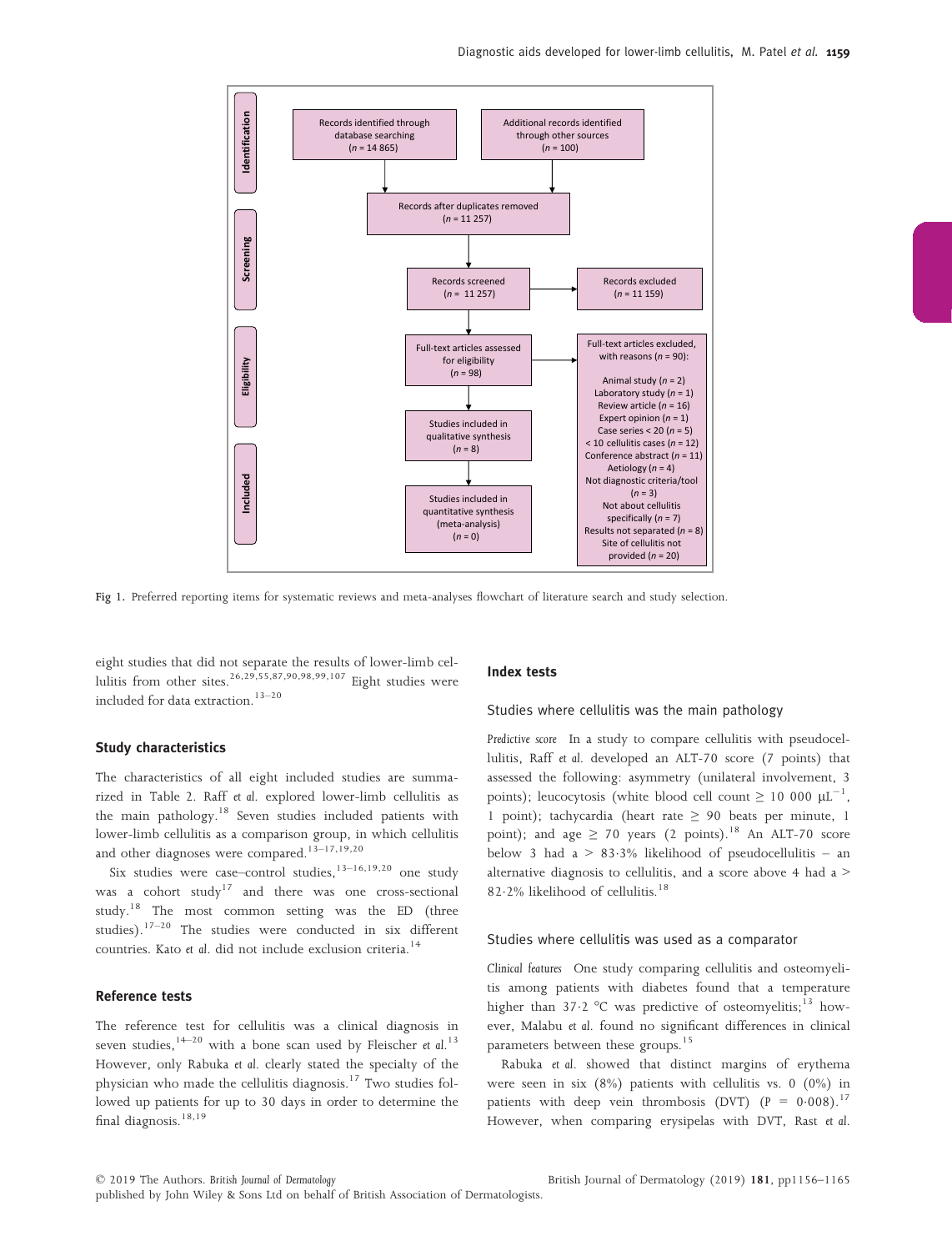Identification

Screening

Eligibility

Included

Records identified through database searching (n = 14 865)

Additional records identified through other sources (n = 100)

Records after duplicates removed (n = 11 257)

Records screened (n = 11 257)

Records excluded (n = 11 159)

Full-text articles assessed for eligibility (n = 98)

Full-text articles excluded, with reasons (n = 90):

Animal study (n = 2)
Laboratory study (n = 1)
Review article (n = 16)
Expert opinion (n = 1)
Case series < 20 (n = 5)
< 10 cellulitis cases (n = 12)
Conference abstract (n = 11)
Aetiology (n = 4)
Not diagnostic criteria/tool (n = 3)
Not about cellulitis specifically (n = 7)
Results not separated (n = 8)
Site of cellulitis not provided (n = 20)

Studies included in qualitative synthesis (n = 8)

Studies included in quantitative synthesis (meta-analysis) (n = 0)

**Fig 1.** Preferred reporting items for systematic reviews and meta-analyses flowchart of literature search and study selection.

eight studies that did not separate the results of lower-limb cellulitis from other sites.[26,29,55,87,90,98,99,107] Eight studies were included for data extraction.[13–20]

### Study characteristics

The characteristics of all eight included studies are summarized in Table 2. Raff *et al.* explored lower-limb cellulitis as the main pathology.[18] Seven studies included patients with lower-limb cellulitis as a comparison group, in which cellulitis and other diagnoses were compared.[13–17,19,20]

Six studies were case–control studies,[13–16,19,20] one study was a cohort study[17] and there was one cross-sectional study.[18] The most common setting was the ED (three studies).[17–20] The studies were conducted in six different countries. Kato *et al.* did not include exclusion criteria.[14]

### Reference tests

The reference test for cellulitis was a clinical diagnosis in seven studies,[14–20] with a bone scan used by Fleischer *et al.*[13] However, only Rabuka *et al.* clearly stated the specialty of the physician who made the cellulitis diagnosis.[17] Two studies followed up patients for up to 30 days in order to determine the final diagnosis.[18,19]

### Index tests

#### Studies where cellulitis was the main pathology

*Predictive score* In a study to compare cellulitis with pseudocellulitis, Raff *et al.* developed an ALT-70 score (7 points) that assessed the following: asymmetry (unilateral involvement, 3 points); leucocytosis (white blood cell count $\geq$ 10 000 $\mu L^{-1}$, 1 point); tachycardia (heart rate $\geq$ 90 beats per minute, 1 point); and age $\geq$ 70 years (2 points).[18] An ALT-70 score below 3 had a > 83·3% likelihood of pseudocellulitis – an alternative diagnosis to cellulitis, and a score above 4 had a > 82·2% likelihood of cellulitis.[18]

#### Studies where cellulitis was used as a comparator

*Clinical features* One study comparing cellulitis and osteomyelitis among patients with diabetes found that a temperature higher than 37·2 °C was predictive of osteomyelitis;[13] however, Malabu *et al.* found no significant differences in clinical parameters between these groups.[15]

Rabuka *et al.* showed that distinct margins of erythema were seen in six (8%) patients with cellulitis vs. 0 (0%) in patients with deep vein thrombosis (DVT) ($P$ = 0·008).[17] However, when comparing erysipelas with DVT, Rast *et al.*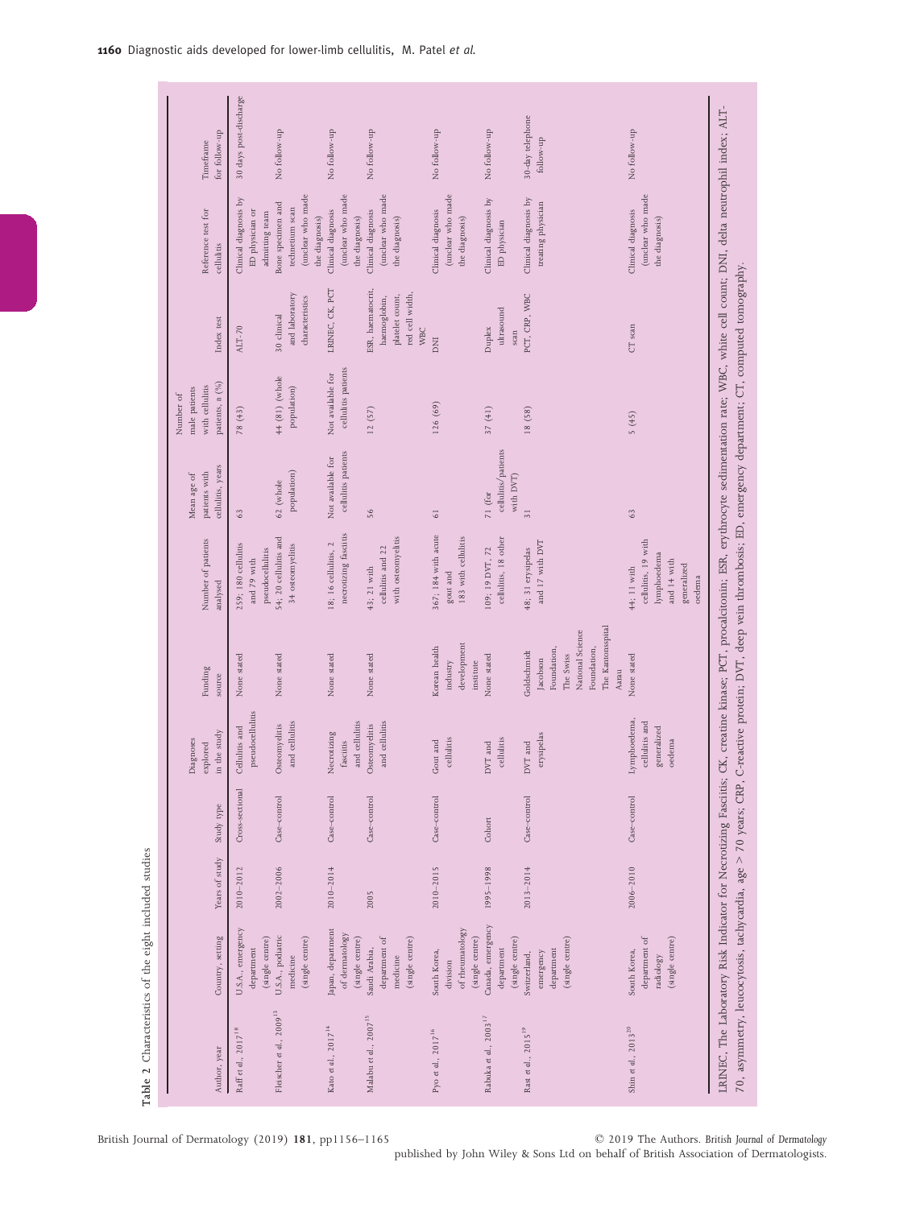**Table 2** Characteristics of the eight included studies

| Author, year | Country, setting | Years of study | Study type | Diagnoses explored in the study | Funding source | Number of patients analysed | Mean age of patients with cellulitis, years | Number of male patients with cellulitis patients, n (%) | Index test | Reference test for cellulitis | Timeframe for follow-up |
|---|---|---|---|---|---|---|---|---|---|---|---|
| Raff et al., 2017[18] | U.S.A., emergency department (single centre) | 2010–2012 | Cross-sectional | Cellulitis and pseudocellulitis | None stated | 259; 180 cellulitis and 79 with pseudocellulitis | 63 | 78 (43) | ALT-70 | Clinical diagnosis by ED physician or admitting team | 30 days post-discharge |
| Fleischer et al., 2009[13] | U.S.A., podiatric medicine (single centre) | 2002–2006 | Case–control | Osteomyelitis and cellulitis | None stated | 54; 20 cellulitis and 34 osteomyelitis | 62 (whole population) | 44 (81) (whole population) | 30 clinical and laboratory characteristics | Bone specimen and technetium scan (unclear who made the diagnosis) | No follow-up |
| Kato et al., 2017[14] | Japan, department of dermatology (single centre) | 2010–2014 | Case–control | Necrotizing fasciitis and cellulitis | None stated | 18; 16 cellulitis, 2 necrotizing fasciitis | Not available for cellulitis patients | Not available for cellulitis patients | LRINEC, CK, PCT | Clinical diagnosis (unclear who made the diagnosis) | No follow-up |
| Malabu et al., 2007[15] | Saudi Arabia, department of medicine (single centre) | 2005 | Case–control | Osteomyelitis and cellulitis | None stated | 43; 21 with cellulitis and 22 with osteomyelitis | 56 | 12 (57) | ESR, haematocrit, haemoglobin, platelet count, red cell width, WBC | Clinical diagnosis (unclear who made the diagnosis) | No follow-up |
| Pyo et al., 2017[16] | South Korea, division of rheumatology (single centre) | 2010–2015 | Case–control | Gout and cellulitis | Korean health industry development institute | 367; 184 with acute gout and 183 with cellulitis | 61 | 126 (69) | DNI | Clinical diagnosis (unclear who made the diagnosis) | No follow-up |
| Rabuka et al., 2003[17] | Canada, emergency department (single centre) | 1995–1998 | Cohort | DVT and cellulitis | None stated | 109; 19 DVT, 72 cellulitis, 18 other | 71 (for cellulitis/patients with DVT) | 37 (41) | Duplex ultrasound scan | Clinical diagnosis by ED physician | No follow-up |
| Rast et al., 2015[19] | Switzerland, emergency department (single centre) | 2013–2014 | Case–control | DVT and erysipelas | Goldschmidt Jacobson Foundation, The Swiss National Science Foundation, The Kantonsspital Aarau | 48; 31 erysipelas and 17 with DVT | 31 | 18 (58) | PCT, CRP, WBC | Clinical diagnosis by treating physician | 30-day telephone follow-up |
| Shin et al., 2013[20] | South Korea, department of radiology (single centre) | 2006–2010 | Case–control | Lymphoedema, cellulitis and generalized oedema | None stated | 44; 11 with cellulitis, 19 with lymphoedema and 14 with generalized oedema | 63 | 5 (45) | CT scan | Clinical diagnosis (unclear who made the diagnosis) | No follow-up |

LRINEC, The Laboratory Risk Indicator for Necrotizing Fasciitis; CK, creatine kinase; PCT, procalcitonin; ESR, erythrocyte sedimentation rate; WBC, white cell count; DNI, delta neutrophil index; ALT-70, asymmetry, leucocytosis, tachycardia, age > 70 years; CRP, C-reactive protein; DVT, deep vein thrombosis; ED, emergency department; CT, computed tomography.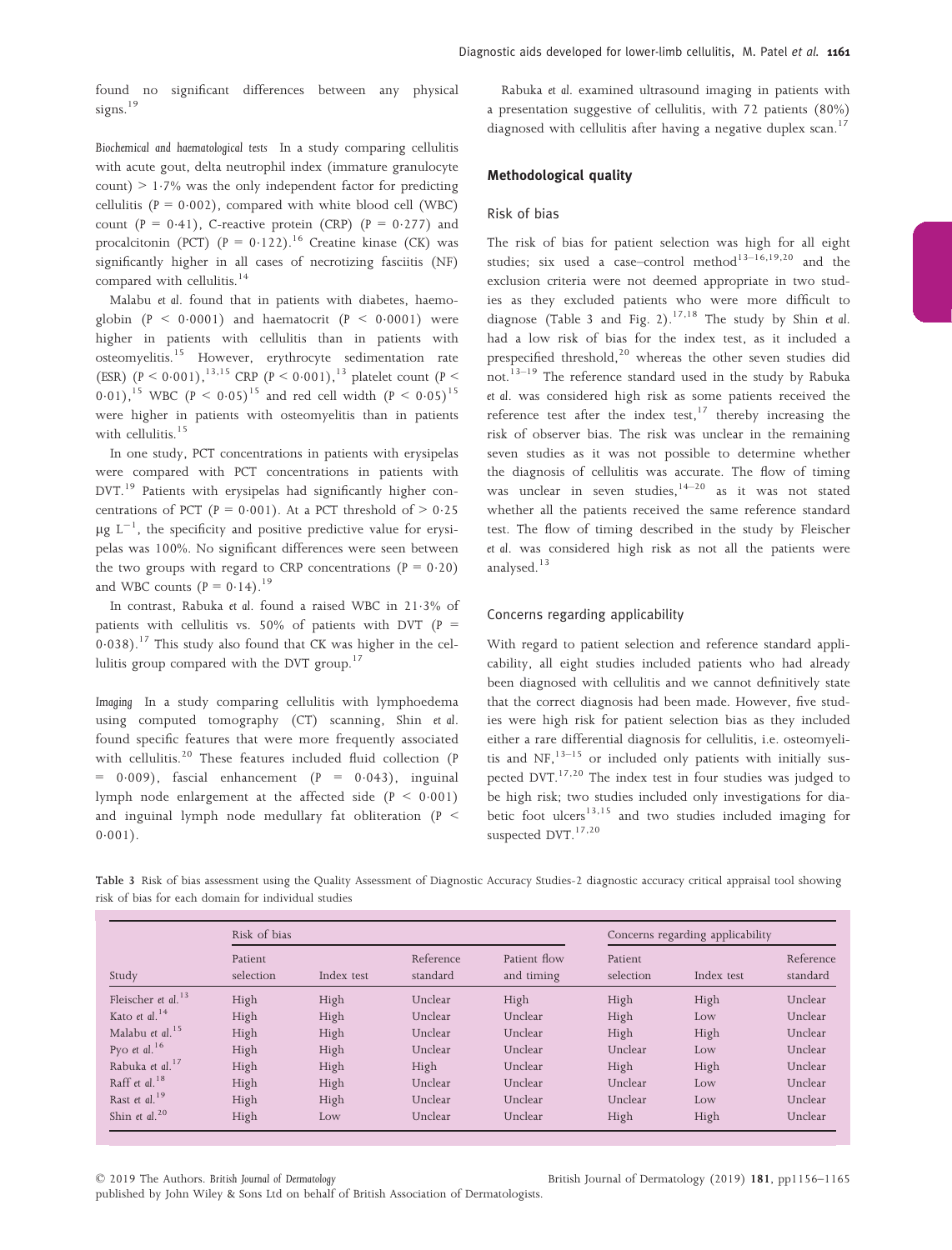found no significant differences between any physical signs.[19]

*Biochemical and haematological tests* In a study comparing cellulitis with acute gout, delta neutrophil index (immature granulocyte count) > 1·7% was the only independent factor for predicting cellulitis ($P = 0·002$), compared with white blood cell (WBC) count ($P = 0·41$), C-reactive protein (CRP) ($P = 0·277$) and procalcitonin (PCT) ($P = 0·122$).[16] Creatine kinase (CK) was significantly higher in all cases of necrotizing fasciitis (NF) compared with cellulitis.[14]

Malabu *et al.* found that in patients with diabetes, haemoglobin ($P < 0·0001$) and haematocrit ($P < 0·0001$) were higher in patients with cellulitis than in patients with osteomyelitis.[15] However, erythrocyte sedimentation rate (ESR) ($P < 0·001$),[13,15] CRP ($P < 0·001$),[13] platelet count ($P < 0·01$),[15] WBC ($P < 0·05$)[15] and red cell width ($P < 0·05$)[15] were higher in patients with osteomyelitis than in patients with cellulitis.[15]

In one study, PCT concentrations in patients with erysipelas were compared with PCT concentrations in patients with DVT.[19] Patients with erysipelas had significantly higher concentrations of PCT ($P = 0·001$). At a PCT threshold of > 0·25 μg $L^{-1}$, the specificity and positive predictive value for erysipelas was 100%. No significant differences were seen between the two groups with regard to CRP concentrations ($P = 0·20$) and WBC counts ($P = 0·14$).[19]

In contrast, Rabuka *et al.* found a raised WBC in 21·3% of patients with cellulitis vs. 50% of patients with DVT ($P = 0·038$).[17] This study also found that CK was higher in the cellulitis group compared with the DVT group.[17]

*Imaging* In a study comparing cellulitis with lymphoedema using computed tomography (CT) scanning, Shin *et al.* found specific features that were more frequently associated with cellulitis.[20] These features included fluid collection ($P = 0·009$), fascial enhancement ($P = 0·043$), inguinal lymph node enlargement at the affected side ($P < 0·001$) and inguinal lymph node medullary fat obliteration ($P < 0·001$).

Rabuka *et al.* examined ultrasound imaging in patients with a presentation suggestive of cellulitis, with 72 patients (80%) diagnosed with cellulitis after having a negative duplex scan.[17]

## Methodological quality

### Risk of bias

The risk of bias for patient selection was high for all eight studies; six used a case–control method[13–16,19,20] and the exclusion criteria were not deemed appropriate in two studies as they excluded patients who were more difficult to diagnose (Table 3 and Fig. 2).[17,18] The study by Shin *et al.* had a low risk of bias for the index test, as it included a prespecified threshold,[20] whereas the other seven studies did not.[13–19] The reference standard used in the study by Rabuka *et al.* was considered high risk as some patients received the reference test after the index test,[17] thereby increasing the risk of observer bias. The risk was unclear in the remaining seven studies as it was not possible to determine whether the diagnosis of cellulitis was accurate. The flow of timing was unclear in seven studies,[14–20] as it was not stated whether all the patients received the same reference standard test. The flow of timing described in the study by Fleischer *et al.* was considered high risk as not all the patients were analysed.[13]

### Concerns regarding applicability

With regard to patient selection and reference standard applicability, all eight studies included patients who had already been diagnosed with cellulitis and we cannot definitively state that the correct diagnosis had been made. However, five studies were high risk for patient selection bias as they included either a rare differential diagnosis for cellulitis, i.e. osteomyelitis and NF,[13–15] or included only patients with initially suspected DVT.[17,20] The index test in four studies was judged to be high risk; two studies included only investigations for diabetic foot ulcers[13,15] and two studies included imaging for suspected DVT.[17,20]

Table 3 Risk of bias assessment using the Quality Assessment of Diagnostic Accuracy Studies-2 diagnostic accuracy critical appraisal tool showing risk of bias for each domain for individual studies

| | Risk of bias | | | | Concerns regarding applicability | | |
|---|---|---|---|---|---|---|---|
| Study | Patient selection | Index test | Reference standard | Patient flow and timing | Patient selection | Index test | Reference standard |
| Fleischer *et al.*[13] | High | High | Unclear | High | High | High | Unclear |
| Kato *et al.*[14] | High | High | Unclear | Unclear | High | Low | Unclear |
| Malabu *et al.*[15] | High | High | Unclear | Unclear | High | High | Unclear |
| Pyo *et al.*[16] | High | High | Unclear | Unclear | Unclear | Low | Unclear |
| Rabuka *et al.*[17] | High | High | High | Unclear | High | High | Unclear |
| Raff *et al.*[18] | High | High | Unclear | Unclear | Unclear | Low | Unclear |
| Rast *et al.*[19] | High | High | Unclear | Unclear | Unclear | Low | Unclear |
| Shin *et al.*[20] | High | Low | Unclear | Unclear | High | High | Unclear |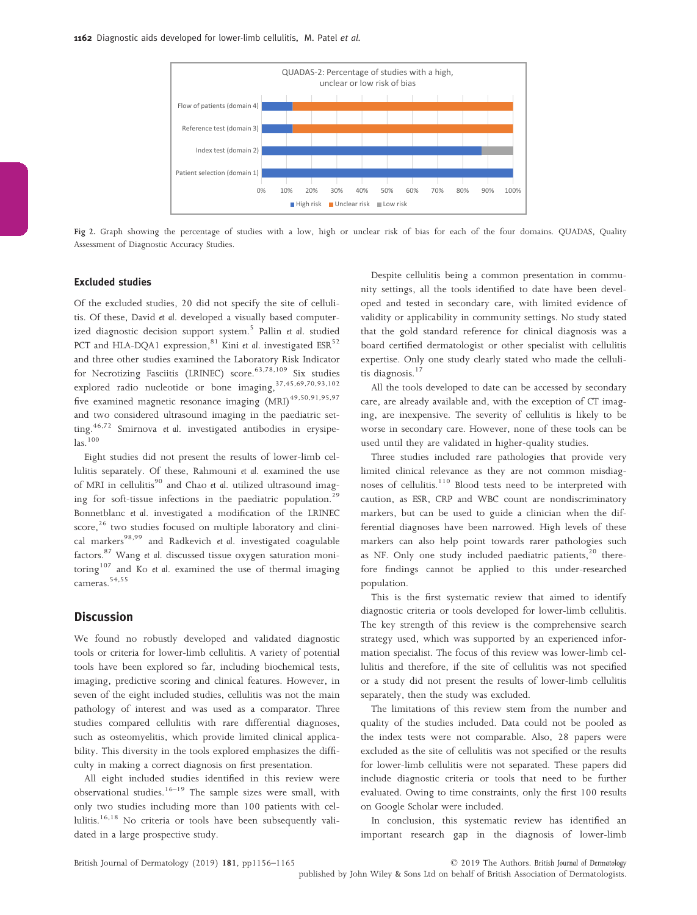Fig 2. Graph showing the percentage of studies with a low, high or unclear risk of bias for each of the four domains. QUADAS, Quality Assessment of Diagnostic Accuracy Studies.

### Excluded studies

Of the excluded studies, 20 did not specify the site of cellulitis. Of these, David *et al.* developed a visually based computerized diagnostic decision support system.[5] Pallin *et al.* studied PCT and HLA-DQA1 expression,[81] Kini *et al.* investigated ESR[52] and three other studies examined the Laboratory Risk Indicator for Necrotizing Fasciitis (LRINEC) score.[63,78,109] Six studies explored radio nucleotide or bone imaging,[37,45,69,70,93,102] five examined magnetic resonance imaging (MRI)[49,50,91,95,97] and two considered ultrasound imaging in the paediatric setting.[46,72] Smirnova *et al.* investigated antibodies in erysipelas.[100]

Eight studies did not present the results of lower-limb cellulitis separately. Of these, Rahmouni *et al.* examined the use of MRI in cellulitis[90] and Chao *et al.* utilized ultrasound imaging for soft-tissue infections in the paediatric population.[29] Bonnetblanc *et al.* investigated a modification of the LRINEC score,[26] two studies focused on multiple laboratory and clinical markers[98,99] and Radkevich *et al.* investigated coagulable factors.[87] Wang *et al.* discussed tissue oxygen saturation monitoring[107] and Ko *et al.* examined the use of thermal imaging cameras.[54,55]

## Discussion

We found no robustly developed and validated diagnostic tools or criteria for lower-limb cellulitis. A variety of potential tools have been explored so far, including biochemical tests, imaging, predictive scoring and clinical features. However, in seven of the eight included studies, cellulitis was not the main pathology of interest and was used as a comparator. Three studies compared cellulitis with rare differential diagnoses, such as osteomyelitis, which provide limited clinical applicability. This diversity in the tools explored emphasizes the difficulty in making a correct diagnosis on first presentation.

All eight included studies identified in this review were observational studies.[16–19] The sample sizes were small, with only two studies including more than 100 patients with cellulitis.[16,18] No criteria or tools have been subsequently validated in a large prospective study.

Despite cellulitis being a common presentation in community settings, all the tools identified to date have been developed and tested in secondary care, with limited evidence of validity or applicability in community settings. No study stated that the gold standard reference for clinical diagnosis was a board certified dermatologist or other specialist with cellulitis expertise. Only one study clearly stated who made the cellulitis diagnosis.[17]

All the tools developed to date can be accessed by secondary care, are already available and, with the exception of CT imaging, are inexpensive. The severity of cellulitis is likely to be worse in secondary care. However, none of these tools can be used until they are validated in higher-quality studies.

Three studies included rare pathologies that provide very limited clinical relevance as they are not common misdiagnoses of cellulitis.[110] Blood tests need to be interpreted with caution, as ESR, CRP and WBC count are nondiscriminatory markers, but can be used to guide a clinician when the differential diagnoses have been narrowed. High levels of these markers can also help point towards rarer pathologies such as NF. Only one study included paediatric patients,[20] therefore findings cannot be applied to this under-researched population.

This is the first systematic review that aimed to identify diagnostic criteria or tools developed for lower-limb cellulitis. The key strength of this review is the comprehensive search strategy used, which was supported by an experienced information specialist. The focus of this review was lower-limb cellulitis and therefore, if the site of cellulitis was not specified or a study did not present the results of lower-limb cellulitis separately, then the study was excluded.

The limitations of this review stem from the number and quality of the studies included. Data could not be pooled as the index tests were not comparable. Also, 28 papers were excluded as the site of cellulitis was not specified or the results for lower-limb cellulitis were not separated. These papers did include diagnostic criteria or tools that need to be further evaluated. Owing to time constraints, only the first 100 results on Google Scholar were included.

In conclusion, this systematic review has identified an important research gap in the diagnosis of lower-limb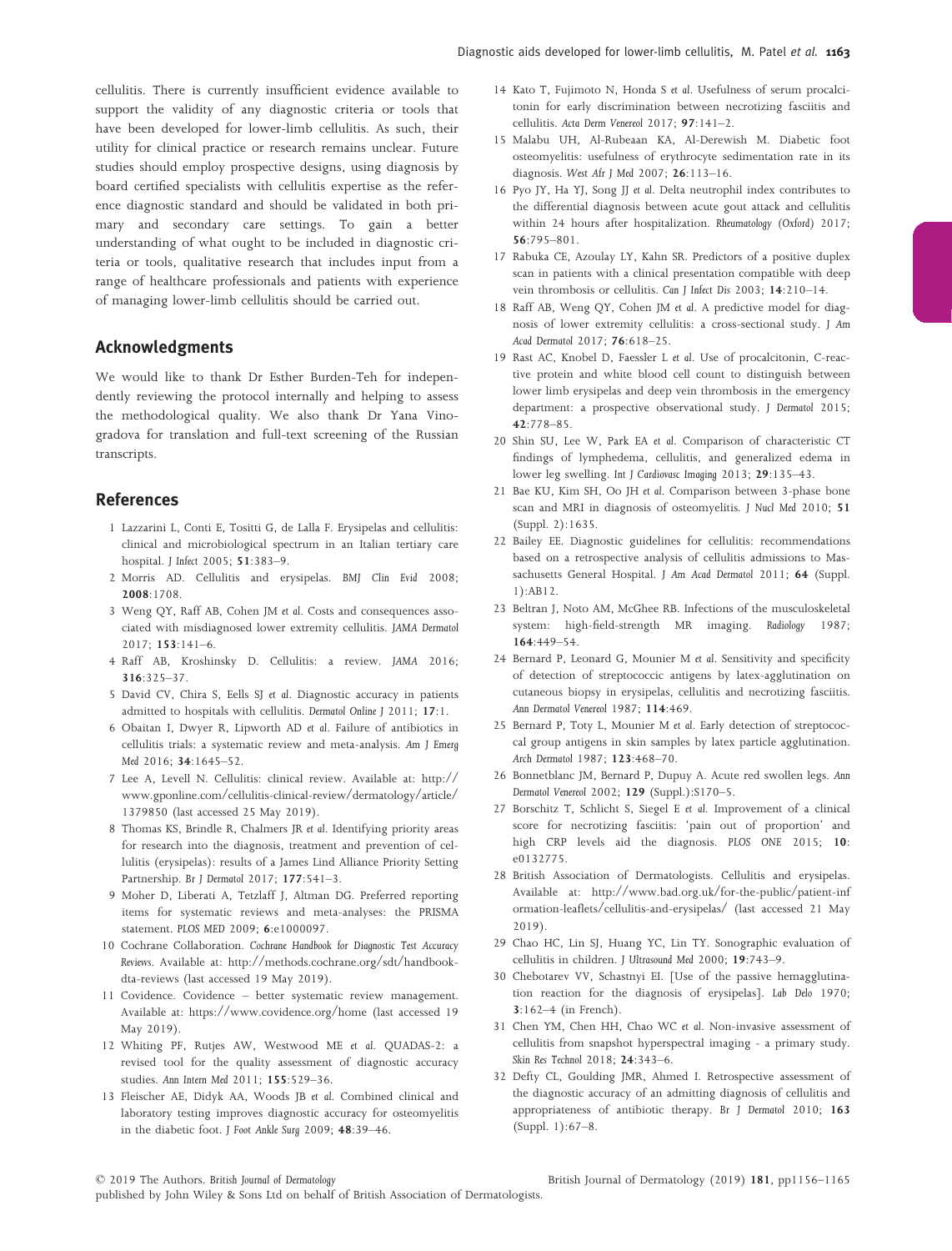cellulitis. There is currently insufficient evidence available to support the validity of any diagnostic criteria or tools that have been developed for lower-limb cellulitis. As such, their utility for clinical practice or research remains unclear. Future studies should employ prospective designs, using diagnosis by board certified specialists with cellulitis expertise as the reference diagnostic standard and should be validated in both primary and secondary care settings. To gain a better understanding of what ought to be included in diagnostic criteria or tools, qualitative research that includes input from a range of healthcare professionals and patients with experience of managing lower-limb cellulitis should be carried out.

## Acknowledgments

We would like to thank Dr Esther Burden-Teh for independently reviewing the protocol internally and helping to assess the methodological quality. We also thank Dr Yana Vinogradova for translation and full-text screening of the Russian transcripts.

## References

1 Lazzarini L, Conti E, Tositti G, de Lalla F. Erysipelas and cellulitis: clinical and microbiological spectrum in an Italian tertiary care hospital. *J Infect* 2005; **51**:383–9.

2 Morris AD. Cellulitis and erysipelas. *BMJ Clin Evid* 2008; **2008**:1708.

3 Weng QY, Raff AB, Cohen JM *et al.* Costs and consequences associated with misdiagnosed lower extremity cellulitis. *JAMA Dermatol* 2017; **153**:141–6.

4 Raff AB, Kroshinsky D. Cellulitis: a review. *JAMA* 2016; **316**:325–37.

5 David CV, Chira S, Eells SJ *et al.* Diagnostic accuracy in patients admitted to hospitals with cellulitis. *Dermatol Online J* 2011; **17**:1.

6 Obaitan I, Dwyer R, Lipworth AD *et al.* Failure of antibiotics in cellulitis trials: a systematic review and meta-analysis. *Am J Emerg Med* 2016; **34**:1645–52.

7 Lee A, Levell N. Cellulitis: clinical review. Available at: http://www.gponline.com/cellulitis-clinical-review/dermatology/article/1379850 (last accessed 25 May 2019).

8 Thomas KS, Brindle R, Chalmers JR *et al.* Identifying priority areas for research into the diagnosis, treatment and prevention of cellulitis (erysipelas): results of a James Lind Alliance Priority Setting Partnership. *Br J Dermatol* 2017; **177**:541–3.

9 Moher D, Liberati A, Tetzlaff J, Altman DG. Preferred reporting items for systematic reviews and meta-analyses: the PRISMA statement. *PLOS MED* 2009; **6**:e1000097.

10 Cochrane Collaboration. *Cochrane Handbook for Diagnostic Test Accuracy Reviews*. Available at: http://methods.cochrane.org/sdt/handbook-dta-reviews (last accessed 19 May 2019).

11 Covidence. Covidence – better systematic review management. Available at: https://www.covidence.org/home (last accessed 19 May 2019).

12 Whiting PF, Rutjes AW, Westwood ME *et al.* QUADAS-2: a revised tool for the quality assessment of diagnostic accuracy studies. *Ann Intern Med* 2011; **155**:529–36.

13 Fleischer AE, Didyk AA, Woods JB *et al.* Combined clinical and laboratory testing improves diagnostic accuracy for osteomyelitis in the diabetic foot. *J Foot Ankle Surg* 2009; **48**:39–46.

14 Kato T, Fujimoto N, Honda S *et al.* Usefulness of serum procalcitonin for early discrimination between necrotizing fasciitis and cellulitis. *Acta Derm Venereol* 2017; **97**:141–2.

15 Malabu UH, Al-Rubeaan KA, Al-Derewish M. Diabetic foot osteomyelitis: usefulness of erythrocyte sedimentation rate in its diagnosis. *West Afr J Med* 2007; **26**:113–16.

16 Pyo JY, Ha YJ, Song JJ *et al.* Delta neutrophil index contributes to the differential diagnosis between acute gout attack and cellulitis within 24 hours after hospitalization. *Rheumatology (Oxford)* 2017; **56**:795–801.

17 Rabuka CE, Azoulay LY, Kahn SR. Predictors of a positive duplex scan in patients with a clinical presentation compatible with deep vein thrombosis or cellulitis. *Can J Infect Dis* 2003; **14**:210–14.

18 Raff AB, Weng QY, Cohen JM *et al.* A predictive model for diagnosis of lower extremity cellulitis: a cross-sectional study. *J Am Acad Dermatol* 2017; **76**:618–25.

19 Rast AC, Knobel D, Faessler L *et al.* Use of procalcitonin, C-reactive protein and white blood cell count to distinguish between lower limb erysipelas and deep vein thrombosis in the emergency department: a prospective observational study. *J Dermatol* 2015; **42**:778–85.

20 Shin SU, Lee W, Park EA *et al.* Comparison of characteristic CT findings of lymphedema, cellulitis, and generalized edema in lower leg swelling. *Int J Cardiovasc Imaging* 2013; **29**:135–43.

21 Bae KU, Kim SH, Oo JH *et al.* Comparison between 3-phase bone scan and MRI in diagnosis of osteomyelitis. *J Nucl Med* 2010; **51** (Suppl. 2):1635.

22 Bailey EE. Diagnostic guidelines for cellulitis: recommendations based on a retrospective analysis of cellulitis admissions to Massachusetts General Hospital. *J Am Acad Dermatol* 2011; **64** (Suppl. 1):AB12.

23 Beltran J, Noto AM, McGhee RB. Infections of the musculoskeletal system: high-field-strength MR imaging. *Radiology* 1987; **164**:449–54.

24 Bernard P, Leonard G, Mounier M *et al.* Sensitivity and specificity of detection of streptococcic antigens by latex-agglutination on cutaneous biopsy in erysipelas, cellulitis and necrotizing fasciitis. *Ann Dermatol Venereol* 1987; **114**:469.

25 Bernard P, Toty L, Mounier M *et al.* Early detection of streptococcal group antigens in skin samples by latex particle agglutination. *Arch Dermatol* 1987; **123**:468–70.

26 Bonnetblanc JM, Bernard P, Dupuy A. Acute red swollen legs. *Ann Dermatol Venereol* 2002; **129** (Suppl.):S170–5.

27 Borschitz T, Schlicht S, Siegel E *et al.* Improvement of a clinical score for necrotizing fasciitis: 'pain out of proportion' and high CRP levels aid the diagnosis. *PLOS ONE* 2015; **10**: e0132775.

28 British Association of Dermatologists. Cellulitis and erysipelas. Available at: http://www.bad.org.uk/for-the-public/patient-information-leaflets/cellulitis-and-erysipelas/ (last accessed 21 May 2019).

29 Chao HC, Lin SJ, Huang YC, Lin TY. Sonographic evaluation of cellulitis in children. *J Ultrasound Med* 2000; **19**:743–9.

30 Chebotarev VV, Schastnyi EI. [Use of the passive hemagglutination reaction for the diagnosis of erysipelas]. *Lab Delo* 1970; **3**:162–4 (in French).

31 Chen YM, Chen HH, Chao WC *et al.* Non-invasive assessment of cellulitis from snapshot hyperspectral imaging - a primary study. *Skin Res Technol* 2018; **24**:343–6.

32 Defty CL, Goulding JMR, Ahmed I. Retrospective assessment of the diagnostic accuracy of an admitting diagnosis of cellulitis and appropriateness of antibiotic therapy. *Br J Dermatol* 2010; **163** (Suppl. 1):67–8.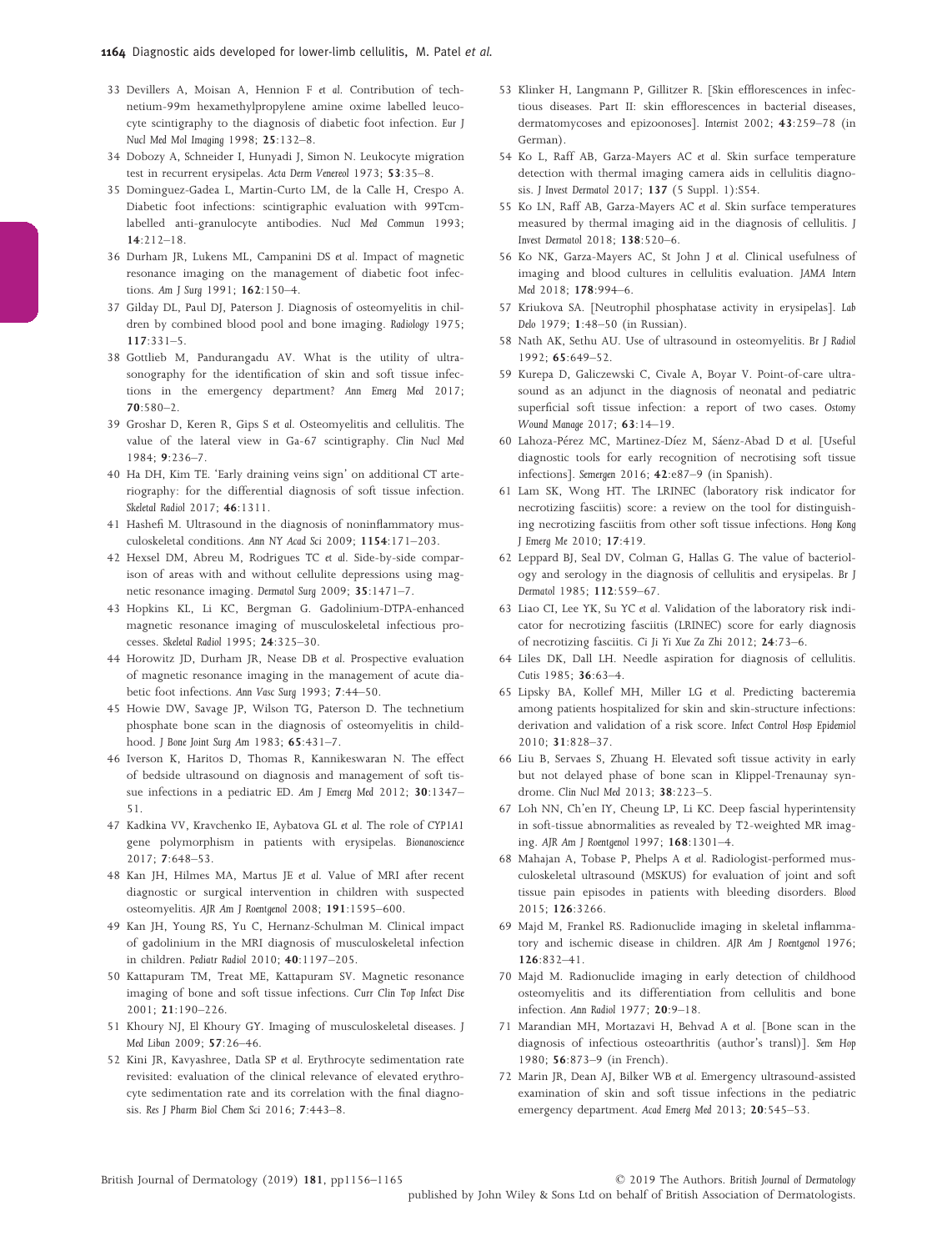33 Devillers A, Moisan A, Hennion F *et al.* Contribution of technetium-99m hexamethylpropylene amine oxime labelled leucocyte scintigraphy to the diagnosis of diabetic foot infection. *Eur J Nucl Med Mol Imaging* 1998; **25**:132–8.

34 Dobozy A, Schneider I, Hunyadi J, Simon N. Leukocyte migration test in recurrent erysipelas. *Acta Derm Venereol* 1973; **53**:35–8.

35 Dominguez-Gadea L, Martin-Curto LM, de la Calle H, Crespo A. Diabetic foot infections: scintigraphic evaluation with 99Tcm-labelled anti-granulocyte antibodies. *Nucl Med Commun* 1993; **14**:212–18.

36 Durham JR, Lukens ML, Campanini DS *et al.* Impact of magnetic resonance imaging on the management of diabetic foot infections. *Am J Surg* 1991; **162**:150–4.

37 Gilday DL, Paul DJ, Paterson J. Diagnosis of osteomyelitis in children by combined blood pool and bone imaging. *Radiology* 1975; **117**:331–5.

38 Gottlieb M, Pandurangadu AV. What is the utility of ultrasonography for the identification of skin and soft tissue infections in the emergency department? *Ann Emerg Med* 2017; **70**:580–2.

39 Groshar D, Keren R, Gips S *et al.* Osteomyelitis and cellulitis. The value of the lateral view in Ga-67 scintigraphy. *Clin Nucl Med* 1984; **9**:236–7.

40 Ha DH, Kim TE. 'Early draining veins sign' on additional CT arteriography: for the differential diagnosis of soft tissue infection. *Skeletal Radiol* 2017; **46**:1311.

41 Hashefi M. Ultrasound in the diagnosis of noninflammatory musculoskeletal conditions. *Ann NY Acad Sci* 2009; **1154**:171–203.

42 Hexsel DM, Abreu M, Rodrigues TC *et al.* Side-by-side comparison of areas with and without cellulite depressions using magnetic resonance imaging. *Dermatol Surg* 2009; **35**:1471–7.

43 Hopkins KL, Li KC, Bergman G. Gadolinium-DTPA-enhanced magnetic resonance imaging of musculoskeletal infectious processes. *Skeletal Radiol* 1995; **24**:325–30.

44 Horowitz JD, Durham JR, Nease DB *et al.* Prospective evaluation of magnetic resonance imaging in the management of acute diabetic foot infections. *Ann Vasc Surg* 1993; **7**:44–50.

45 Howie DW, Savage JP, Wilson TG, Paterson D. The technetium phosphate bone scan in the diagnosis of osteomyelitis in childhood. *J Bone Joint Surg Am* 1983; **65**:431–7.

46 Iverson K, Haritos D, Thomas R, Kannikeswaran N. The effect of bedside ultrasound on diagnosis and management of soft tissue infections in a pediatric ED. *Am J Emerg Med* 2012; **30**:1347–51.

47 Kadkina VV, Kravchenko IE, Aybatova GL *et al.* The role of *CYP1A1* gene polymorphism in patients with erysipelas. *Bionanoscience* 2017; **7**:648–53.

48 Kan JH, Hilmes MA, Martus JE *et al.* Value of MRI after recent diagnostic or surgical intervention in children with suspected osteomyelitis. *AJR Am J Roentgenol* 2008; **191**:1595–600.

49 Kan JH, Young RS, Yu C, Hernanz-Schulman M. Clinical impact of gadolinium in the MRI diagnosis of musculoskeletal infection in children. *Pediatr Radiol* 2010; **40**:1197–205.

50 Kattapuram TM, Treat ME, Kattapuram SV. Magnetic resonance imaging of bone and soft tissue infections. *Curr Clin Top Infect Dise* 2001; **21**:190–226.

51 Khoury NJ, El Khoury GY. Imaging of musculoskeletal diseases. *J Med Liban* 2009; **57**:26–46.

52 Kini JR, Kavyashree, Datla SP *et al.* Erythrocyte sedimentation rate revisited: evaluation of the clinical relevance of elevated erythrocyte sedimentation rate and its correlation with the final diagnosis. *Res J Pharm Biol Chem Sci* 2016; **7**:443–8.

53 Klinker H, Langmann P, Gillitzer R. [Skin efflorescences in infectious diseases. Part II: skin efflorescences in bacterial diseases, dermatomycoses and epizoonoses]. *Internist* 2002; **43**:259–78 (in German).

54 Ko L, Raff AB, Garza-Mayers AC *et al.* Skin surface temperature detection with thermal imaging camera aids in cellulitis diagnosis. *J Invest Dermatol* 2017; **137** (5 Suppl. 1):S54.

55 Ko LN, Raff AB, Garza-Mayers AC *et al.* Skin surface temperatures measured by thermal imaging aid in the diagnosis of cellulitis. *J Invest Dermatol* 2018; **138**:520–6.

56 Ko NK, Garza-Mayers AC, St John J *et al.* Clinical usefulness of imaging and blood cultures in cellulitis evaluation. *JAMA Intern Med* 2018; **178**:994–6.

57 Kriukova SA. [Neutrophil phosphatase activity in erysipelas]. *Lab Delo* 1979; **1**:48–50 (in Russian).

58 Nath AK, Sethu AU. Use of ultrasound in osteomyelitis. *Br J Radiol* 1992; **65**:649–52.

59 Kurepa D, Galiczewski C, Civale A, Boyar V. Point-of-care ultrasound as an adjunct in the diagnosis of neonatal and pediatric superficial soft tissue infection: a report of two cases. *Ostomy Wound Manage* 2017; **63**:14–19.

60 Lahoza-Pérez MC, Martinez-Díez M, Sáenz-Abad D *et al.* [Useful diagnostic tools for early recognition of necrotising soft tissue infections]. *Semergen* 2016; **42**:e87–9 (in Spanish).

61 Lam SK, Wong HT. The LRINEC (laboratory risk indicator for necrotizing fasciitis) score: a review on the tool for distinguishing necrotizing fasciitis from other soft tissue infections. *Hong Kong J Emerg Me* 2010; **17**:419.

62 Leppard BJ, Seal DV, Colman G, Hallas G. The value of bacteriology and serology in the diagnosis of cellulitis and erysipelas. *Br J Dermatol* 1985; **112**:559–67.

63 Liao CI, Lee YK, Su YC *et al.* Validation of the laboratory risk indicator for necrotizing fasciitis (LRINEC) score for early diagnosis of necrotizing fasciitis. *Ci Ji Yi Xue Za Zhi* 2012; **24**:73–6.

64 Liles DK, Dall LH. Needle aspiration for diagnosis of cellulitis. *Cutis* 1985; **36**:63–4.

65 Lipsky BA, Kollef MH, Miller LG *et al.* Predicting bacteremia among patients hospitalized for skin and skin-structure infections: derivation and validation of a risk score. *Infect Control Hosp Epidemiol* 2010; **31**:828–37.

66 Liu B, Servaes S, Zhuang H. Elevated soft tissue activity in early but not delayed phase of bone scan in Klippel-Trenaunay syndrome. *Clin Nucl Med* 2013; **38**:223–5.

67 Loh NN, Ch'en IY, Cheung LP, Li KC. Deep fascial hyperintensity in soft-tissue abnormalities as revealed by T2-weighted MR imaging. *AJR Am J Roentgenol* 1997; **168**:1301–4.

68 Mahajan A, Tobase P, Phelps A *et al.* Radiologist-performed musculoskeletal ultrasound (MSKUS) for evaluation of joint and soft tissue pain episodes in patients with bleeding disorders. *Blood* 2015; **126**:3266.

69 Majd M, Frankel RS. Radionuclide imaging in skeletal inflammatory and ischemic disease in children. *AJR Am J Roentgenol* 1976; **126**:832–41.

70 Majd M. Radionuclide imaging in early detection of childhood osteomyelitis and its differentiation from cellulitis and bone infection. *Ann Radiol* 1977; **20**:9–18.

71 Marandian MH, Mortazavi H, Behvad A *et al.* [Bone scan in the diagnosis of infectious osteoarthritis (author's transl)]. *Sem Hop* 1980; **56**:873–9 (in French).

72 Marin JR, Dean AJ, Bilker WB *et al.* Emergency ultrasound-assisted examination of skin and soft tissue infections in the pediatric emergency department. *Acad Emerg Med* 2013; **20**:545–53.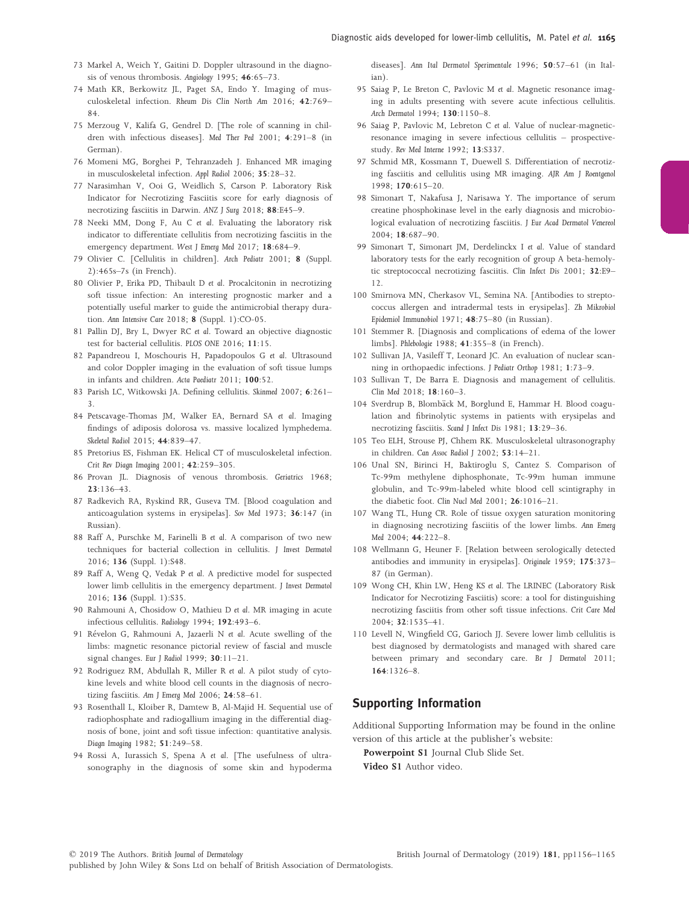73 Markel A, Weich Y, Gaitini D. Doppler ultrasound in the diagnosis of venous thrombosis. *Angiology* 1995; **46**:65–73.

74 Math KR, Berkowitz JL, Paget SA, Endo Y. Imaging of musculoskeletal infection. *Rheum Dis Clin North Am* 2016; **42**:769–84.

75 Merzoug V, Kalifa G, Gendrel D. [The role of scanning in children with infectious diseases]. *Med Ther Ped* 2001; **4**:291–8 (in German).

76 Momeni MG, Borghei P, Tehranzadeh J. Enhanced MR imaging in musculoskeletal infection. *Appl Radiol* 2006; **35**:28–32.

77 Narasimhan V, Ooi G, Weidlich S, Carson P. Laboratory Risk Indicator for Necrotizing Fasciitis score for early diagnosis of necrotizing fasciitis in Darwin. *ANZ J Surg* 2018; **88**:E45–9.

78 Neeki MM, Dong F, Au C *et al.* Evaluating the laboratory risk indicator to differentiate cellulitis from necrotizing fasciitis in the emergency department. *West J Emerg Med* 2017; **18**:684–9.

79 Olivier C. [Cellulitis in children]. *Arch Pediatr* 2001; **8** (Suppl. 2):465s–7s (in French).

80 Olivier P, Erika PD, Thibault D *et al.* Procalcitonin in necrotizing soft tissue infection: An interesting prognostic marker and a potentially useful marker to guide the antimicrobial therapy duration. *Ann Intensive Care* 2018; **8** (Suppl. 1):CO-05.

81 Pallin DJ, Bry L, Dwyer RC *et al.* Toward an objective diagnostic test for bacterial cellulitis. *PLOS ONE* 2016; **11**:15.

82 Papandreou I, Moschouris H, Papadopoulos G *et al.* Ultrasound and color Doppler imaging in the evaluation of soft tissue lumps in infants and children. *Acta Paediatr* 2011; **100**:52.

83 Parish LC, Witkowski JA. Defining cellulitis. *Skinmed* 2007; **6**:261–3.

84 Petscavage-Thomas JM, Walker EA, Bernard SA *et al.* Imaging findings of adiposis dolorosa vs. massive localized lymphedema. *Skeletal Radiol* 2015; **44**:839–47.

85 Pretorius ES, Fishman EK. Helical CT of musculoskeletal infection. *Crit Rev Diagn Imaging* 2001; **42**:259–305.

86 Provan JL. Diagnosis of venous thrombosis. *Geriatrics* 1968; **23**:136–43.

87 Radkevich RA, Ryskind RR, Guseva TM. [Blood coagulation and anticoagulation systems in erysipelas]. *Sov Med* 1973; **36**:147 (in Russian).

88 Raff A, Purschke M, Farinelli B *et al.* A comparison of two new techniques for bacterial collection in cellulitis. *J Invest Dermatol* 2016; **136** (Suppl. 1):S48.

89 Raff A, Weng Q, Vedak P *et al.* A predictive model for suspected lower limb cellulitis in the emergency department. *J Invest Dermatol* 2016; **136** (Suppl. 1):S35.

90 Rahmouni A, Chosidow O, Mathieu D *et al.* MR imaging in acute infectious cellulitis. *Radiology* 1994; **192**:493–6.

91 Révelon G, Rahmouni A, Jazaerli N *et al.* Acute swelling of the limbs: magnetic resonance pictorial review of fascial and muscle signal changes. *Eur J Radiol* 1999; **30**:11–21.

92 Rodriguez RM, Abdullah R, Miller R *et al.* A pilot study of cytokine levels and white blood cell counts in the diagnosis of necrotizing fasciitis. *Am J Emerg Med* 2006; **24**:58–61.

93 Rosenthall L, Kloiber R, Damtew B, Al-Majid H. Sequential use of radiophosphate and radiogallium imaging in the differential diagnosis of bone, joint and soft tissue infection: quantitative analysis. *Diagn Imaging* 1982; **51**:249–58.

94 Rossi A, Iurassich S, Spena A *et al.* [The usefulness of ultrasonography in the diagnosis of some skin and hypoderma diseases]. *Ann Ital Dermatol Sperimentale* 1996; **50**:57–61 (in Italian).

95 Saiag P, Le Breton C, Pavlovic M *et al.* Magnetic resonance imaging in adults presenting with severe acute infectious cellulitis. *Arch Dermatol* 1994; **130**:1150–8.

96 Saiag P, Pavlovic M, Lebreton C *et al.* Value of nuclear-magnetic-resonance imaging in severe infectious cellulitis – prospective-study. *Rev Med Interne* 1992; **13**:S337.

97 Schmid MR, Kossmann T, Duewell S. Differentiation of necrotizing fasciitis and cellulitis using MR imaging. *AJR Am J Roentgenol* 1998; **170**:615–20.

98 Simonart T, Nakafusa J, Narisawa Y. The importance of serum creatine phosphokinase level in the early diagnosis and microbiological evaluation of necrotizing fasciitis. *J Eur Acad Dermatol Venereol* 2004; **18**:687–90.

99 Simonart T, Simonart JM, Derdelinckx I *et al.* Value of standard laboratory tests for the early recognition of group A beta-hemolytic streptococcal necrotizing fasciitis. *Clin Infect Dis* 2001; **32**:E9–12.

100 Smirnova MN, Cherkasov VL, Semina NA. [Antibodies to streptococcus allergen and intradermal tests in erysipelas]. *Zh Mikrobiol Epidemiol Immunobiol* 1971; **48**:75–80 (in Russian).

101 Stemmer R. [Diagnosis and complications of edema of the lower limbs]. *Phlebologie* 1988; **41**:355–8 (in French).

102 Sullivan JA, Vasileff T, Leonard JC. An evaluation of nuclear scanning in orthopaedic infections. *J Pediatr Orthop* 1981; **1**:73–9.

103 Sullivan T, De Barra E. Diagnosis and management of cellulitis. *Clin Med* 2018; **18**:160–3.

104 Sverdrup B, Blombäck M, Borglund E, Hammar H. Blood coagulation and fibrinolytic systems in patients with erysipelas and necrotizing fasciitis. *Scand J Infect Dis* 1981; **13**:29–36.

105 Teo ELH, Strouse PJ, Chhem RK. Musculoskeletal ultrasonography in children. *Can Assoc Radiol J* 2002; **53**:14–21.

106 Unal SN, Birinci H, Baktiroglu S, Cantez S. Comparison of Tc-99m methylene diphosphonate, Tc-99m human immune globulin, and Tc-99m-labeled white blood cell scintigraphy in the diabetic foot. *Clin Nucl Med* 2001; **26**:1016–21.

107 Wang TL, Hung CR. Role of tissue oxygen saturation monitoring in diagnosing necrotizing fasciitis of the lower limbs. *Ann Emerg Med* 2004; **44**:222–8.

108 Wellmann G, Heuner F. [Relation between serologically detected antibodies and immunity in erysipelas]. *Originale* 1959; **175**:373–87 (in German).

109 Wong CH, Khin LW, Heng KS *et al.* The LRINEC (Laboratory Risk Indicator for Necrotizing Fasciitis) score: a tool for distinguishing necrotizing fasciitis from other soft tissue infections. *Crit Care Med* 2004; **32**:1535–41.

110 Levell N, Wingfield CG, Garioch JJ. Severe lower limb cellulitis is best diagnosed by dermatologists and managed with shared care between primary and secondary care. *Br J Dermatol* 2011; **164**:1326–8.

## Supporting Information

Additional Supporting Information may be found in the online version of this article at the publisher's website:

**Powerpoint S1** Journal Club Slide Set.

**Video S1** Author video.